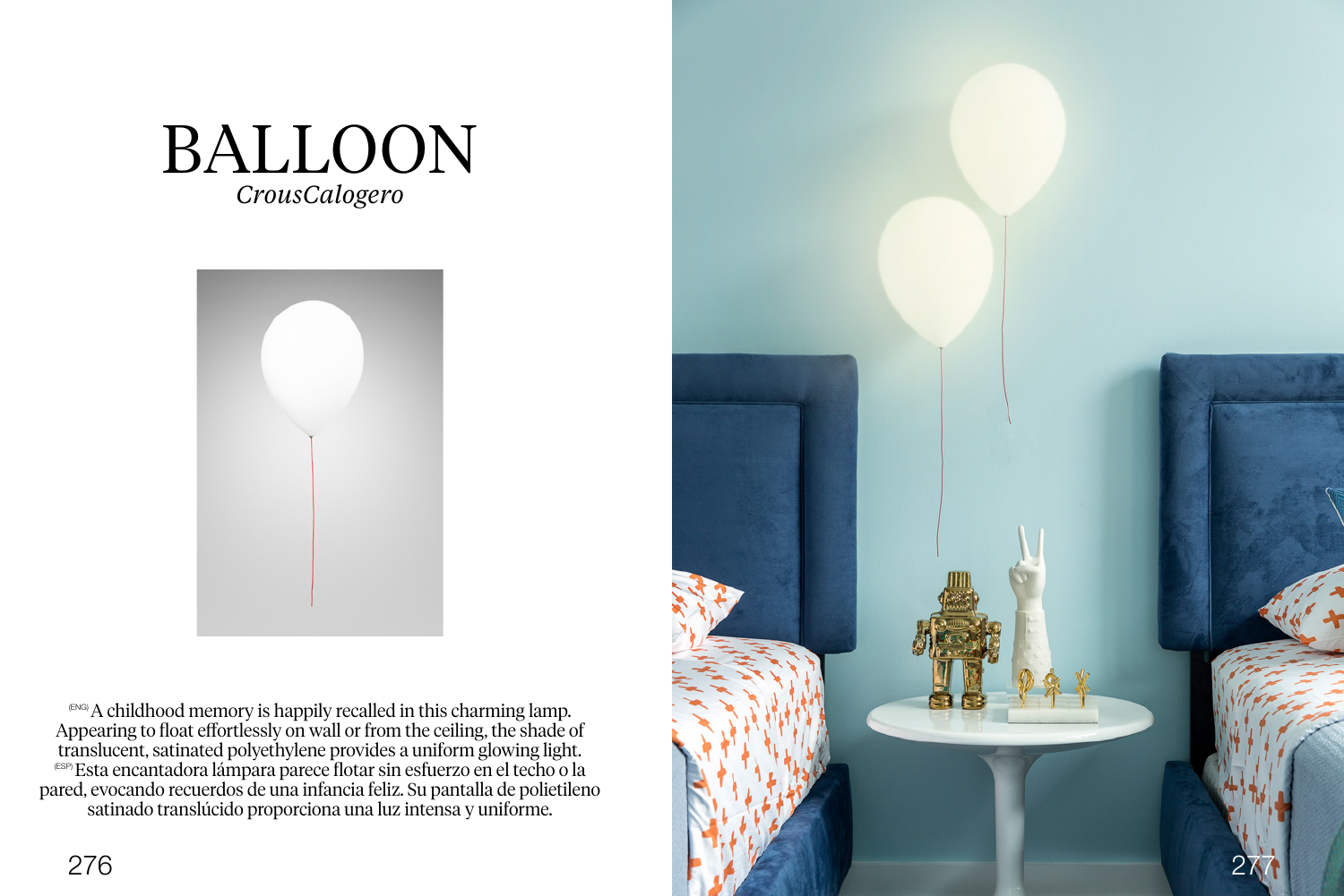# BALLOON

*CrousCalogero*

(ENG) A childhood memory is happily recalled in this charming lamp. Appearing to float effortlessly on wall or from the ceiling, the shade of translucent, satinated polyethylene provides a uniform glowing light.

(ESP) Esta encantadora lámpara parece flotar sin esfuerzo en el techo o la pared, evocando recuerdos de una infancia feliz. Su pantalla de polietileno satinado translúcido proporciona una luz intensa y uniforme.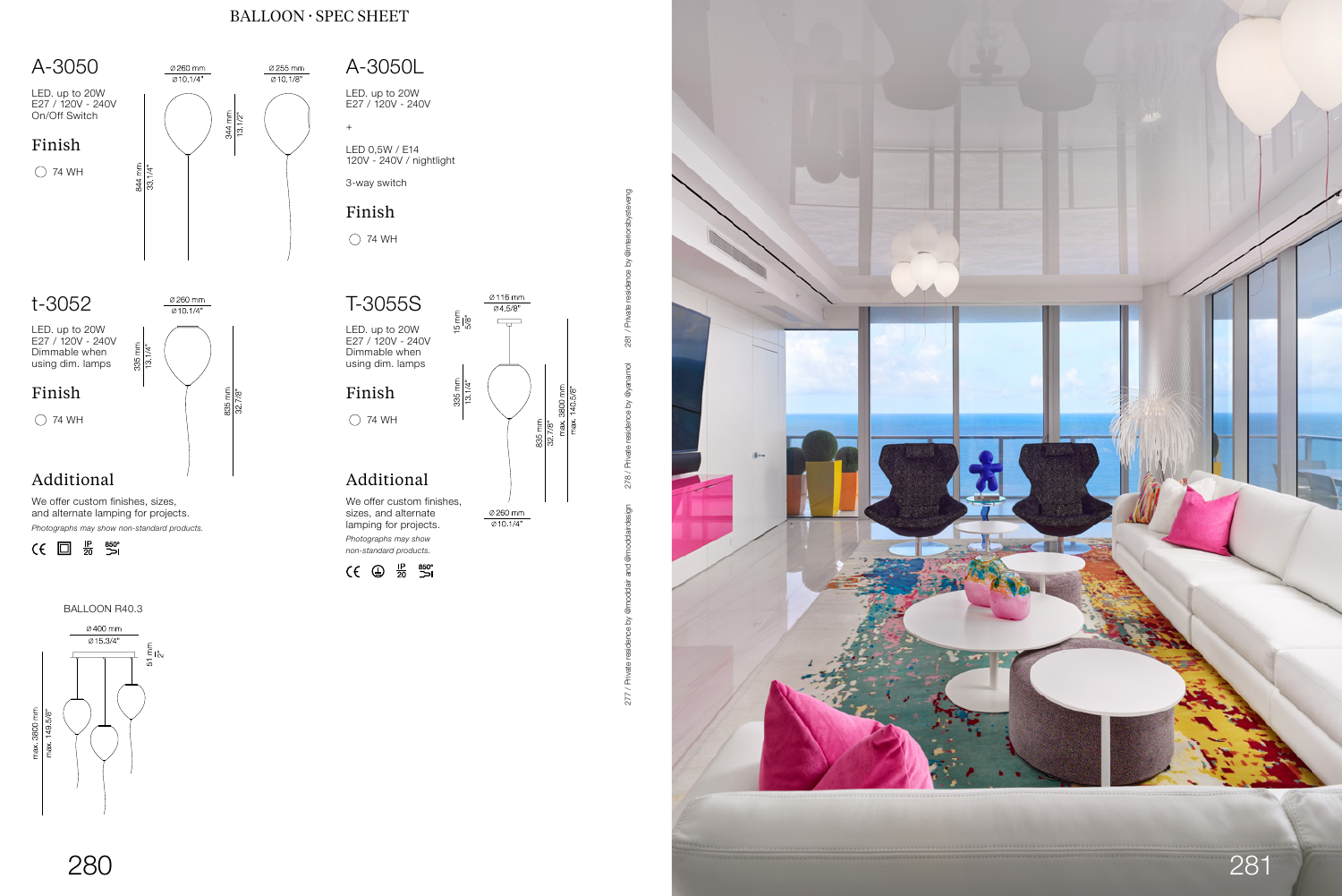# BALLOON · SPEC SHEET

## A-3050

LED. up to 20W
E27 / 120V - 240V
On/Off Switch

### Finish

◯ 74 WH

Ø 260 mm
Ø 10.1/4"

844 mm
33.1/4"

344 mm
13.1/2"

Ø 255 mm
Ø 10.1/8"

## A-3050L

LED. up to 20W
E27 / 120V - 240V

+

LED 0,5W / E14
120V - 240V / nightlight

3-way switch

### Finish

◯ 74 WH

## t-3052

LED. up to 20W
E27 / 120V - 240V
Dimmable when
using dim. lamps

### Finish

◯ 74 WH

Ø 260 mm
Ø 10.1/4"

335 mm
13.1/4"

835 mm
32.7/8"

### Additional

We offer custom finishes, sizes, and alternate lamping for projects.

*Photographs may show non-standard products.*

CE IP20 850°

## T-3055S

LED. up to 20W
E27 / 120V - 240V
Dimmable when
using dim. lamps

### Finish

◯ 74 WH

Ø 116 mm
Ø 4.5/8"

15 mm
5/8"

335 mm
13.1/4"

835 mm
32.7/8"

max. 3600 mm
max. 140.5/8"

Ø 260 mm
Ø 10.1/4"

### Additional

We offer custom finishes, sizes, and alternate lamping for projects.

*Photographs may show non-standard products.*

CE IP20 850°

## BALLOON R40.3

Ø 400 mm
Ø 15.3/4"

51 mm
2"

max. 3800 mm
max. 149.5/8"

277 / Private residence by @moddair and @moddairdesign 278 / Private residence by @yanamol 281 / Private residence by @interiorsbysteveng